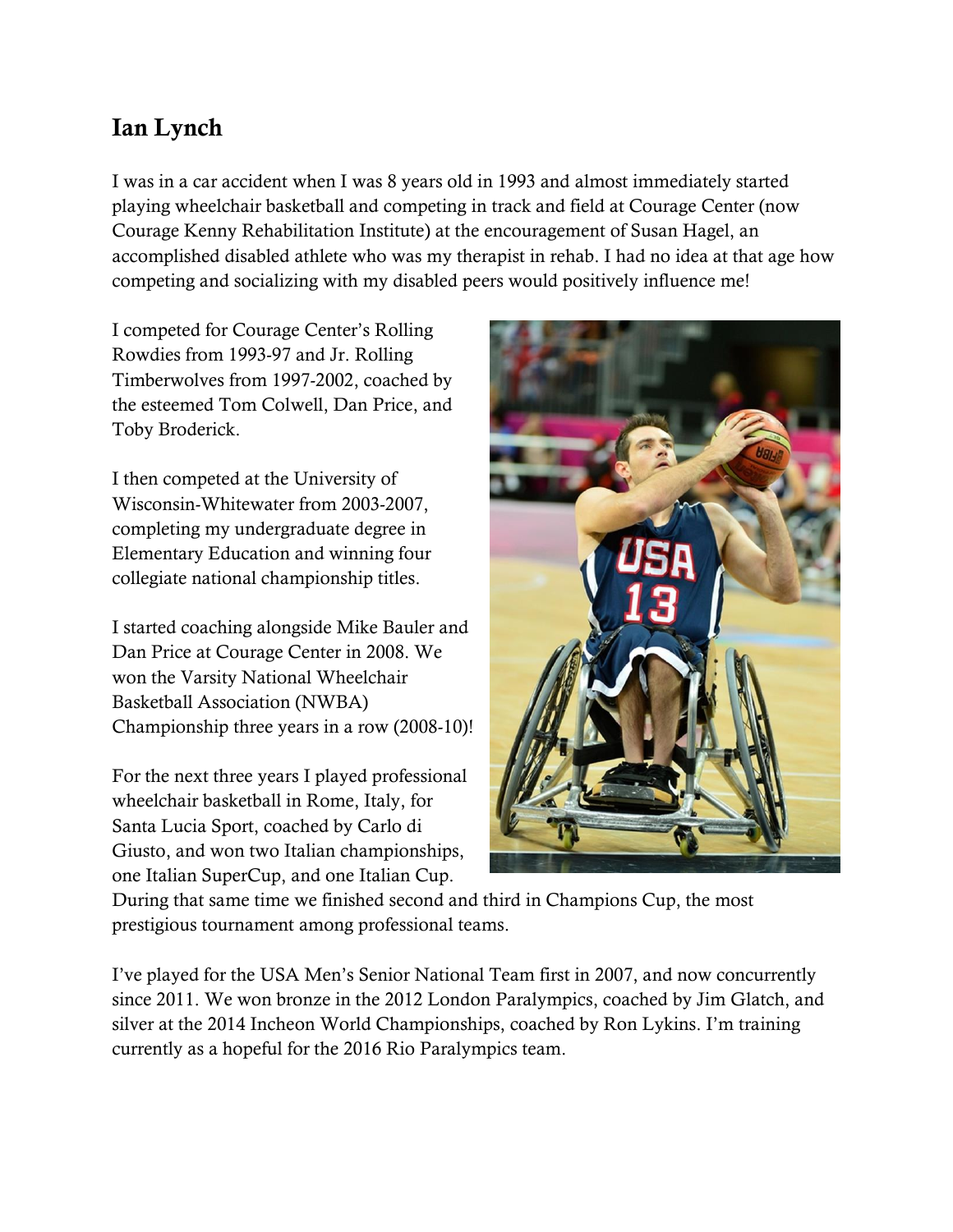## Ian Lynch

I was in a car accident when I was 8 years old in 1993 and almost immediately started playing wheelchair basketball and competing in track and field at Courage Center (now Courage Kenny Rehabilitation Institute) at the encouragement of Susan Hagel, an accomplished disabled athlete who was my therapist in rehab. I had no idea at that age how competing and socializing with my disabled peers would positively influence me!

I competed for Courage Center's Rolling Rowdies from 1993-97 and Jr. Rolling Timberwolves from 1997-2002, coached by the esteemed Tom Colwell, Dan Price, and Toby Broderick.

I then competed at the University of Wisconsin-Whitewater from 2003-2007, completing my undergraduate degree in Elementary Education and winning four collegiate national championship titles.

I started coaching alongside Mike Bauler and Dan Price at Courage Center in 2008. We won the Varsity National Wheelchair Basketball Association (NWBA) Championship three years in a row (2008-10)!

For the next three years I played professional wheelchair basketball in Rome, Italy, for Santa Lucia Sport, coached by Carlo di Giusto, and won two Italian championships, one Italian SuperCup, and one Italian Cup. During that same time we finished second and third in Champions Cup, the most prestigious tournament among professional teams.

I've played for the USA Men's Senior National Team first in 2007, and now concurrently since 2011. We won bronze in the 2012 London Paralympics, coached by Jim Glatch, and silver at the 2014 Incheon World Championships, coached by Ron Lykins. I'm training currently as a hopeful for the 2016 Rio Paralympics team.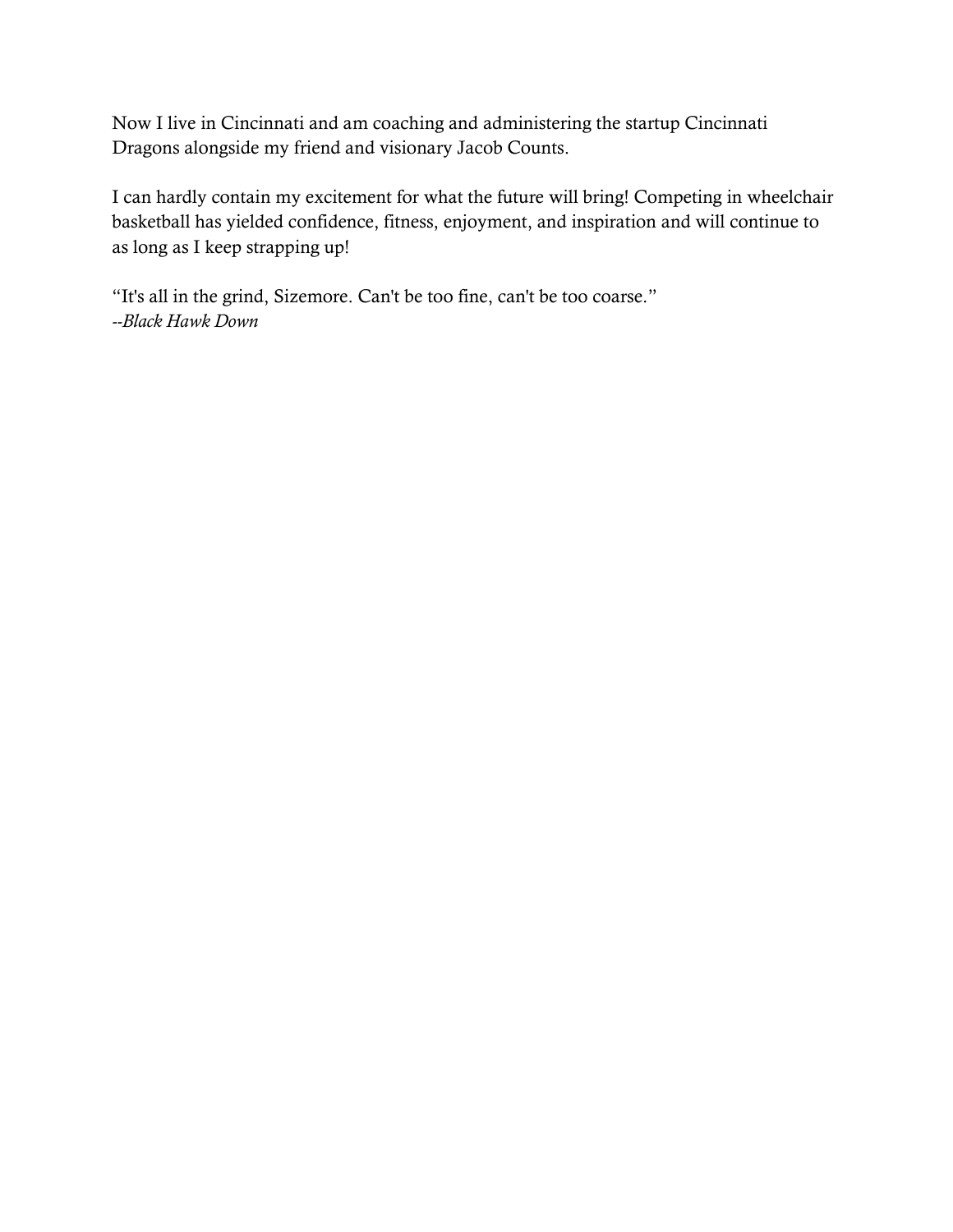Now I live in Cincinnati and am coaching and administering the startup Cincinnati Dragons alongside my friend and visionary Jacob Counts.

I can hardly contain my excitement for what the future will bring! Competing in wheelchair basketball has yielded confidence, fitness, enjoyment, and inspiration and will continue to as long as I keep strapping up!

"It's all in the grind, Sizemore. Can't be too fine, can't be too coarse."
*--Black Hawk Down*